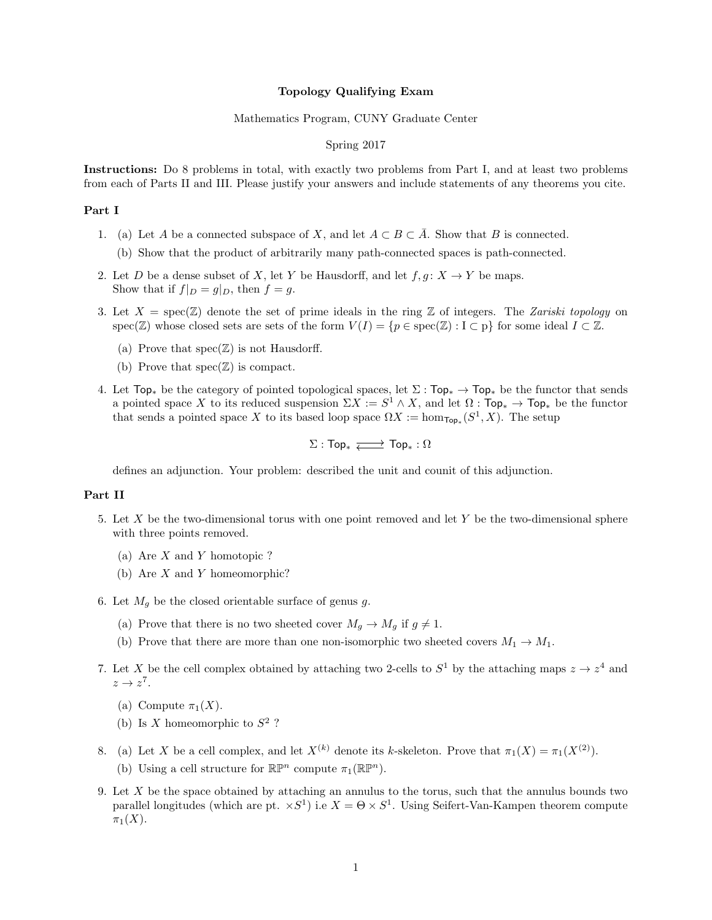**Topology Qualifying Exam**

Mathematics Program, CUNY Graduate Center

Spring 2017

**Instructions:** Do 8 problems in total, with exactly two problems from Part I, and at least two problems from each of Parts II and III. Please justify your answers and include statements of any theorems you cite.

## Part I

1. (a) Let $A$ be a connected subspace of $X$, and let $A \subset B \subset \bar{A}$. Show that $B$ is connected.

   (b) Show that the product of arbitrarily many path-connected spaces is path-connected.

2. Let $D$ be a dense subset of $X$, let $Y$ be Hausdorff, and let $f, g \colon X \to Y$ be maps.
   Show that if $f|_D = g|_D$, then $f = g$.

3. Let $X = \operatorname{spec}(\mathbb{Z})$ denote the set of prime ideals in the ring $\mathbb{Z}$ of integers. The *Zariski topology* on $\operatorname{spec}(\mathbb{Z})$ whose closed sets are sets of the form $V(I) = \{p \in \operatorname{spec}(\mathbb{Z}) : \mathrm{I} \subset \mathrm{p}\}$ for some ideal $I \subset \mathbb{Z}$.

   (a) Prove that $\operatorname{spec}(\mathbb{Z})$ is not Hausdorff.

   (b) Prove that $\operatorname{spec}(\mathbb{Z})$ is compact.

4. Let $\mathsf{Top}_*$ be the category of pointed topological spaces, let $\Sigma : \mathsf{Top}_* \to \mathsf{Top}_*$ be the functor that sends a pointed space $X$ to its reduced suspension $\Sigma X := S^1 \wedge X$, and let $\Omega : \mathsf{Top}_* \to \mathsf{Top}_*$ be the functor that sends a pointed space $X$ to its based loop space $\Omega X := \hom_{\mathsf{Top}_*}(S^1, X)$. The setup

$$\Sigma : \mathsf{Top}_* \rightleftarrows \mathsf{Top}_* : \Omega$$

   defines an adjunction. Your problem: described the unit and counit of this adjunction.

## Part II

5. Let $X$ be the two-dimensional torus with one point removed and let $Y$ be the two-dimensional sphere with three points removed.

   (a) Are $X$ and $Y$ homotopic ?

   (b) Are $X$ and $Y$ homeomorphic?

6. Let $M_g$ be the closed orientable surface of genus $g$.

   (a) Prove that there is no two sheeted cover $M_g \to M_g$ if $g \neq 1$.

   (b) Prove that there are more than one non-isomorphic two sheeted covers $M_1 \to M_1$.

7. Let $X$ be the cell complex obtained by attaching two 2-cells to $S^1$ by the attaching maps $z \to z^4$ and $z \to z^7$.

   (a) Compute $\pi_1(X)$.

   (b) Is $X$ homeomorphic to $S^2$ ?

8. (a) Let $X$ be a cell complex, and let $X^{(k)}$ denote its $k$-skeleton. Prove that $\pi_1(X) = \pi_1(X^{(2)})$.

   (b) Using a cell structure for $\mathbb{RP}^n$ compute $\pi_1(\mathbb{RP}^n)$.

9. Let $X$ be the space obtained by attaching an annulus to the torus, such that the annulus bounds two parallel longitudes (which are pt. $\times S^1$) i.e $X = \Theta \times S^1$. Using Seifert-Van-Kampen theorem compute $\pi_1(X)$.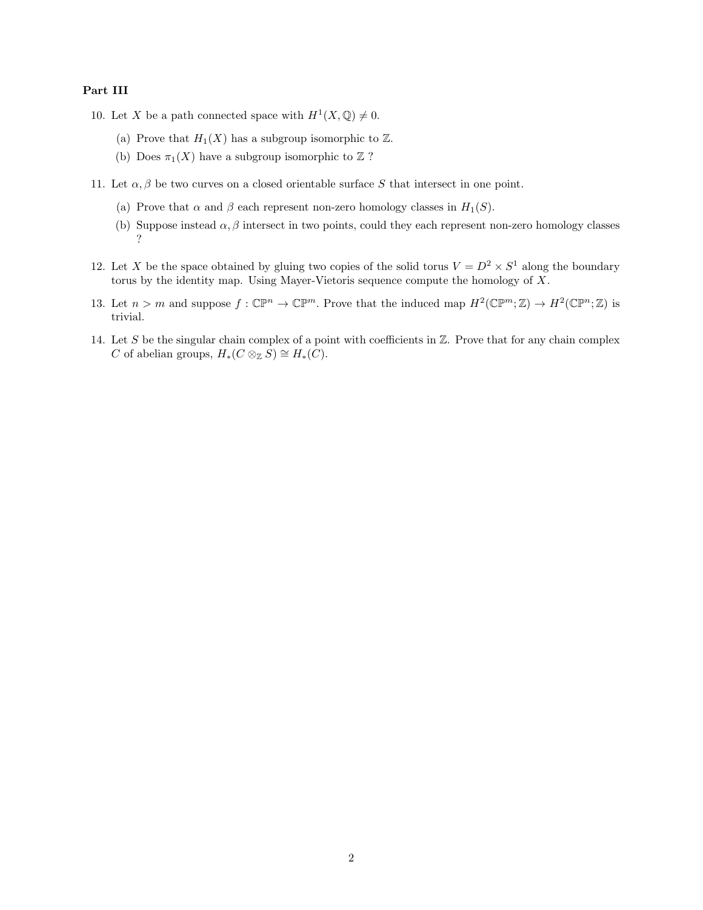**Part III**

10. Let $X$ be a path connected space with $H^1(X, \mathbb{Q}) \neq 0$.

    (a) Prove that $H_1(X)$ has a subgroup isomorphic to $\mathbb{Z}$.

    (b) Does $\pi_1(X)$ have a subgroup isomorphic to $\mathbb{Z}$ ?

11. Let $\alpha, \beta$ be two curves on a closed orientable surface $S$ that intersect in one point.

    (a) Prove that $\alpha$ and $\beta$ each represent non-zero homology classes in $H_1(S)$.

    (b) Suppose instead $\alpha, \beta$ intersect in two points, could they each represent non-zero homology classes ?

12. Let $X$ be the space obtained by gluing two copies of the solid torus $V = D^2 \times S^1$ along the boundary torus by the identity map. Using Mayer-Vietoris sequence compute the homology of $X$.

13. Let $n > m$ and suppose $f : \mathbb{CP}^n \to \mathbb{CP}^m$. Prove that the induced map $H^2(\mathbb{CP}^m; \mathbb{Z}) \to H^2(\mathbb{CP}^n; \mathbb{Z})$ is trivial.

14. Let $S$ be the singular chain complex of a point with coefficients in $\mathbb{Z}$. Prove that for any chain complex $C$ of abelian groups, $H_*(C \otimes_{\mathbb{Z}} S) \cong H_*(C)$.